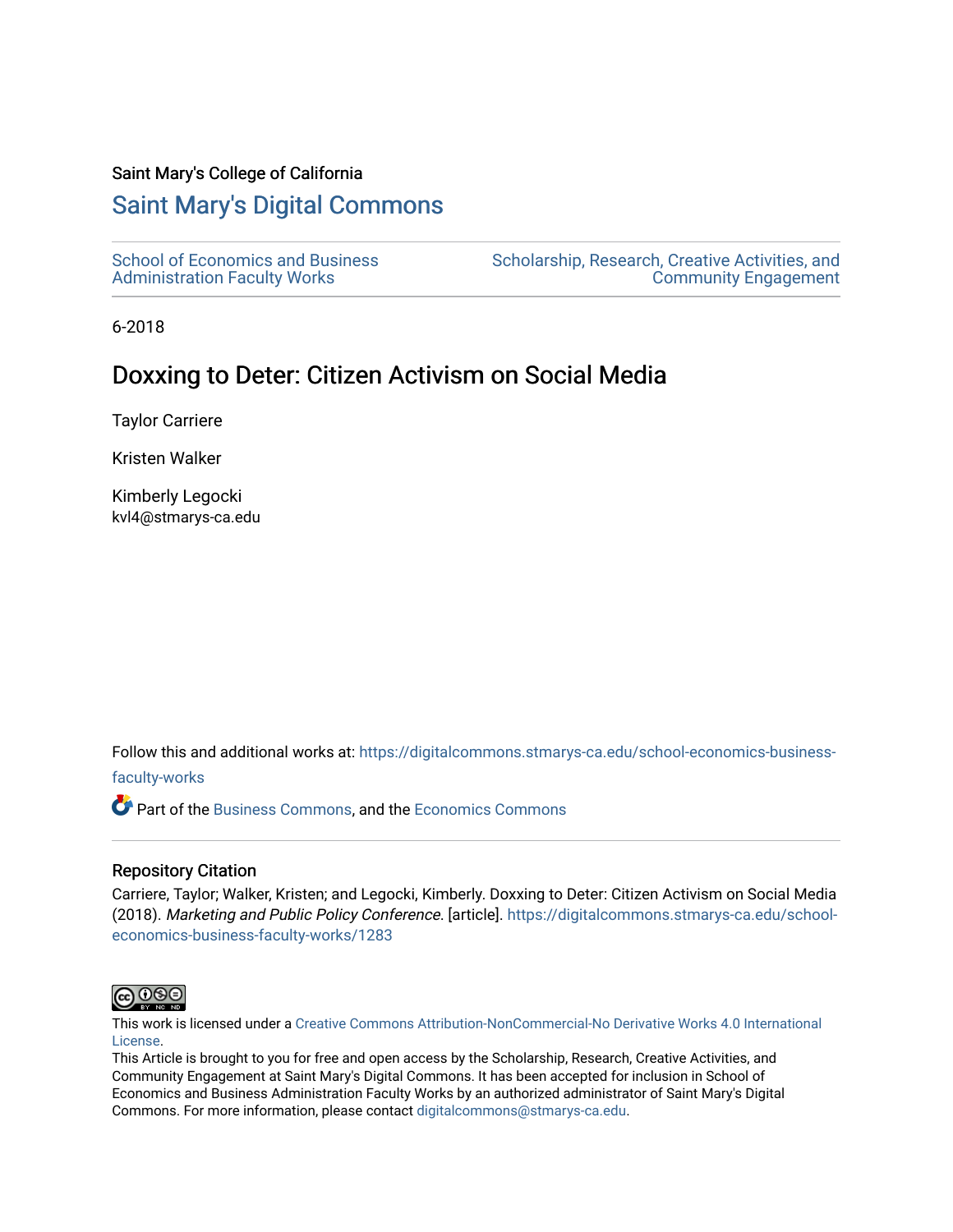Saint Mary's College of California

# Saint Mary's Digital Commons

School of Economics and Business Administration Faculty Works

Scholarship, Research, Creative Activities, and Community Engagement

6-2018

## Doxxing to Deter: Citizen Activism on Social Media

Taylor Carriere

Kristen Walker

Kimberly Legocki
kvl4@stmarys-ca.edu

Follow this and additional works at: https://digitalcommons.stmarys-ca.edu/school-economics-business-faculty-works

Part of the Business Commons, and the Economics Commons

### Repository Citation

Carriere, Taylor; Walker, Kristen; and Legocki, Kimberly. Doxxing to Deter: Citizen Activism on Social Media (2018). *Marketing and Public Policy Conference*. [article]. https://digitalcommons.stmarys-ca.edu/school-economics-business-faculty-works/1283

This work is licensed under a Creative Commons Attribution-NonCommercial-No Derivative Works 4.0 International License.

This Article is brought to you for free and open access by the Scholarship, Research, Creative Activities, and Community Engagement at Saint Mary's Digital Commons. It has been accepted for inclusion in School of Economics and Business Administration Faculty Works by an authorized administrator of Saint Mary's Digital Commons. For more information, please contact digitalcommons@stmarys-ca.edu.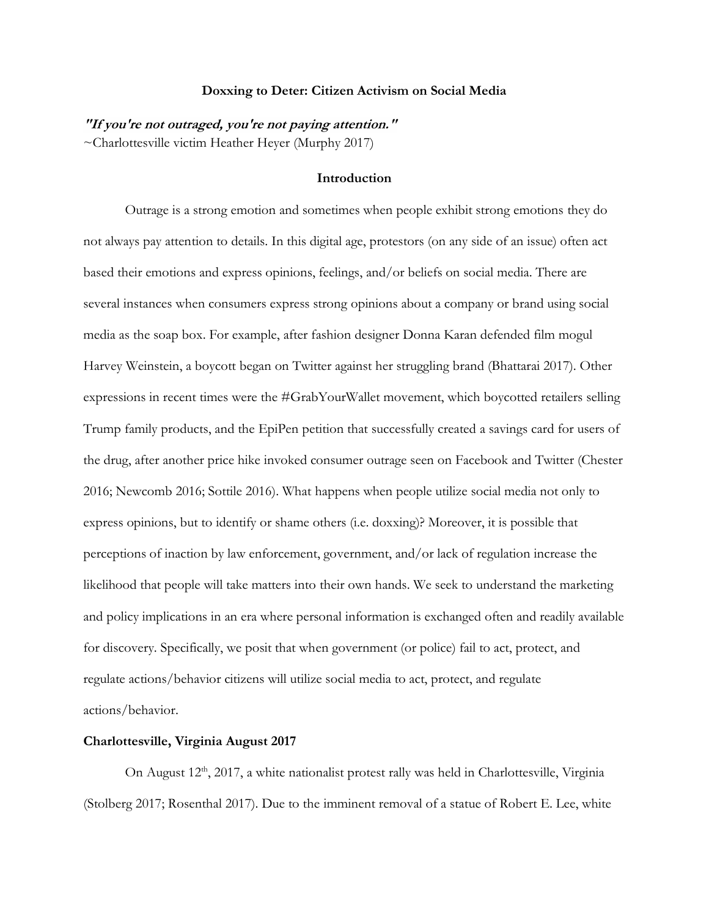**Doxxing to Deter: Citizen Activism on Social Media**

***"If you're not outraged, you're not paying attention."***
~Charlottesville victim Heather Heyer (Murphy 2017)

## Introduction

Outrage is a strong emotion and sometimes when people exhibit strong emotions they do not always pay attention to details. In this digital age, protestors (on any side of an issue) often act based their emotions and express opinions, feelings, and/or beliefs on social media. There are several instances when consumers express strong opinions about a company or brand using social media as the soap box. For example, after fashion designer Donna Karan defended film mogul Harvey Weinstein, a boycott began on Twitter against her struggling brand (Bhattarai 2017). Other expressions in recent times were the #GrabYourWallet movement, which boycotted retailers selling Trump family products, and the EpiPen petition that successfully created a savings card for users of the drug, after another price hike invoked consumer outrage seen on Facebook and Twitter (Chester 2016; Newcomb 2016; Sottile 2016). What happens when people utilize social media not only to express opinions, but to identify or shame others (i.e. doxxing)? Moreover, it is possible that perceptions of inaction by law enforcement, government, and/or lack of regulation increase the likelihood that people will take matters into their own hands. We seek to understand the marketing and policy implications in an era where personal information is exchanged often and readily available for discovery. Specifically, we posit that when government (or police) fail to act, protect, and regulate actions/behavior citizens will utilize social media to act, protect, and regulate actions/behavior.

### Charlottesville, Virginia August 2017

On August 12th, 2017, a white nationalist protest rally was held in Charlottesville, Virginia (Stolberg 2017; Rosenthal 2017). Due to the imminent removal of a statue of Robert E. Lee, white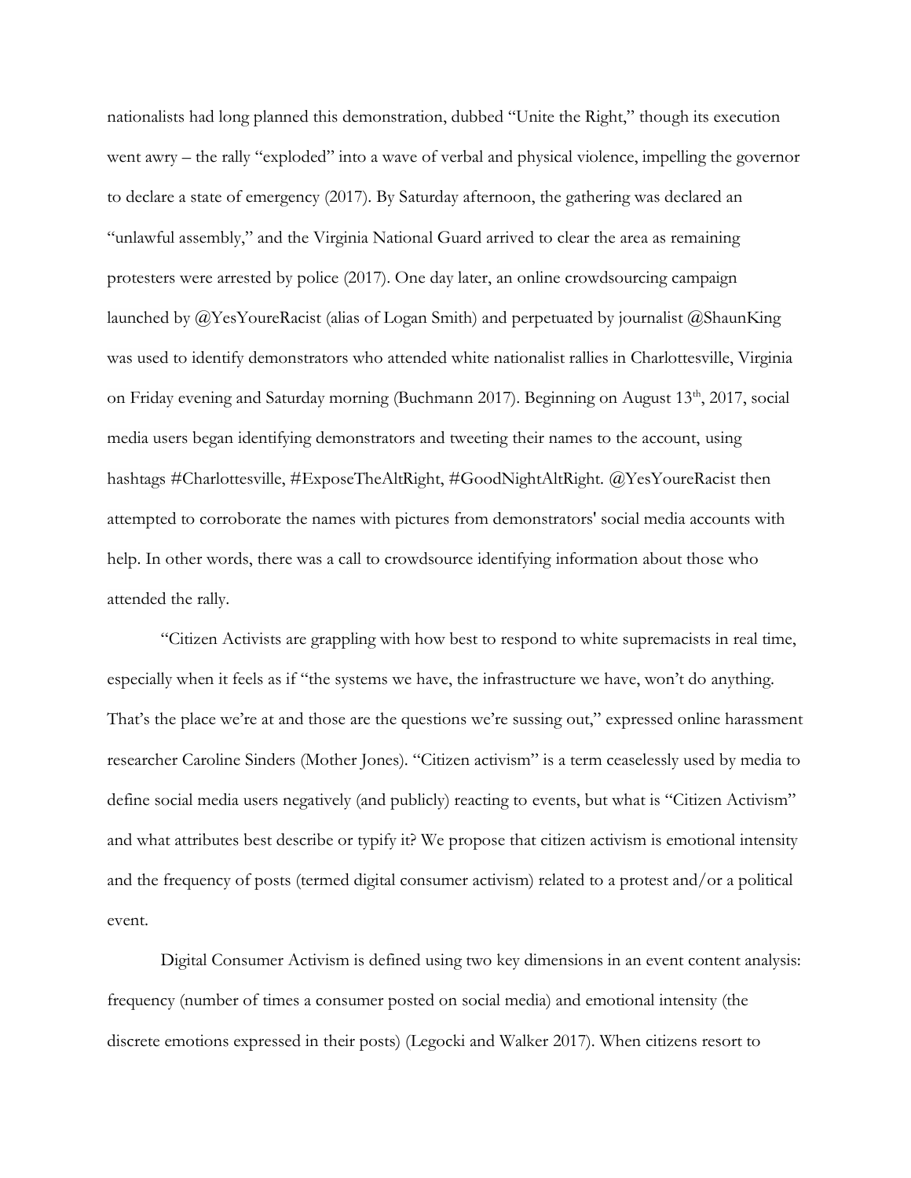nationalists had long planned this demonstration, dubbed "Unite the Right," though its execution went awry – the rally "exploded" into a wave of verbal and physical violence, impelling the governor to declare a state of emergency (2017). By Saturday afternoon, the gathering was declared an "unlawful assembly," and the Virginia National Guard arrived to clear the area as remaining protesters were arrested by police (2017). One day later, an online crowdsourcing campaign launched by @YesYoureRacist (alias of Logan Smith) and perpetuated by journalist @ShaunKing was used to identify demonstrators who attended white nationalist rallies in Charlottesville, Virginia on Friday evening and Saturday morning (Buchmann 2017). Beginning on August 13th, 2017, social media users began identifying demonstrators and tweeting their names to the account, using hashtags #Charlottesville, #ExposeTheAltRight, #GoodNightAltRight. @YesYoureRacist then attempted to corroborate the names with pictures from demonstrators' social media accounts with help. In other words, there was a call to crowdsource identifying information about those who attended the rally.

"Citizen Activists are grappling with how best to respond to white supremacists in real time, especially when it feels as if "the systems we have, the infrastructure we have, won't do anything. That's the place we're at and those are the questions we're sussing out," expressed online harassment researcher Caroline Sinders (Mother Jones). "Citizen activism" is a term ceaselessly used by media to define social media users negatively (and publicly) reacting to events, but what is "Citizen Activism" and what attributes best describe or typify it? We propose that citizen activism is emotional intensity and the frequency of posts (termed digital consumer activism) related to a protest and/or a political event.

Digital Consumer Activism is defined using two key dimensions in an event content analysis: frequency (number of times a consumer posted on social media) and emotional intensity (the discrete emotions expressed in their posts) (Legocki and Walker 2017). When citizens resort to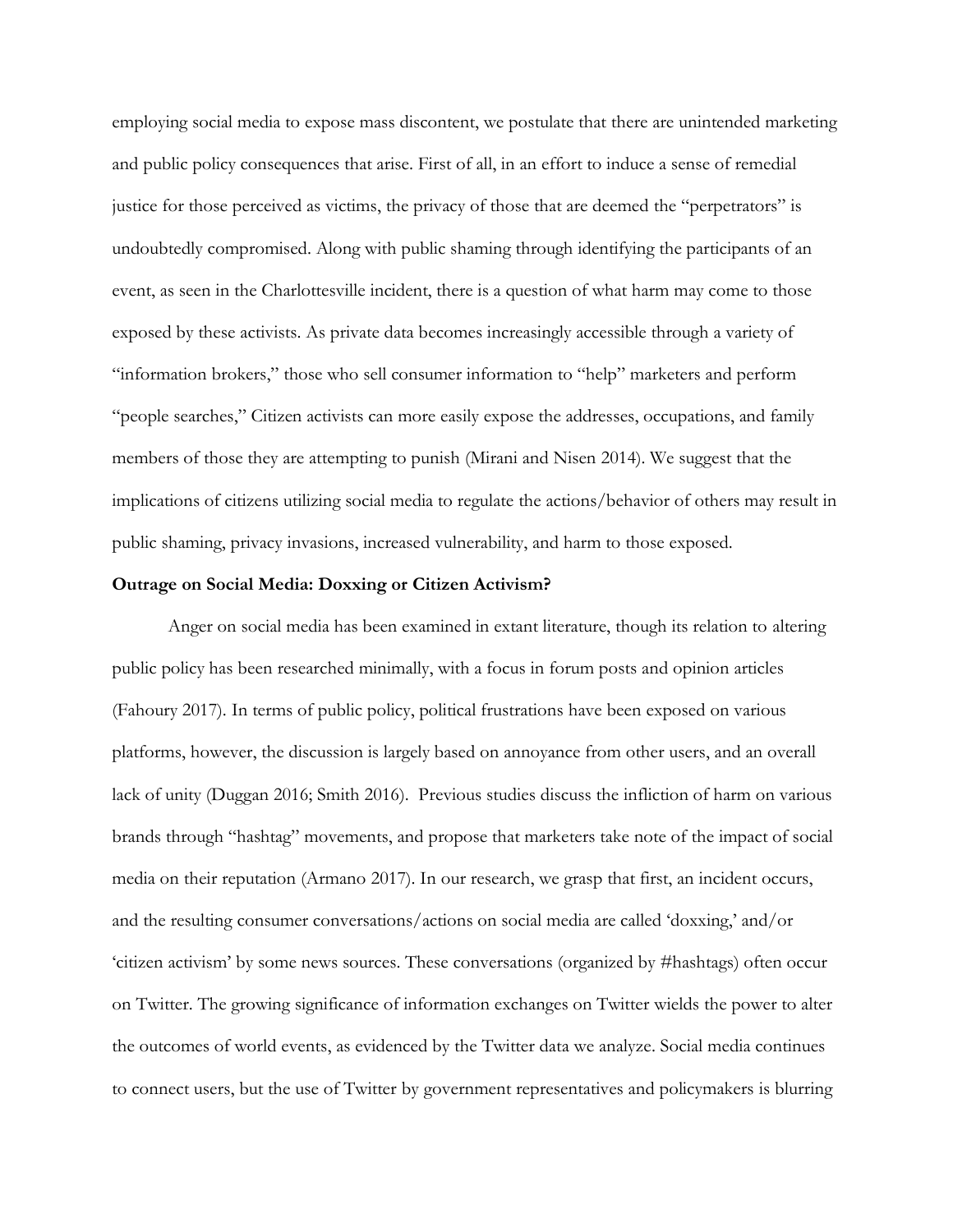employing social media to expose mass discontent, we postulate that there are unintended marketing and public policy consequences that arise. First of all, in an effort to induce a sense of remedial justice for those perceived as victims, the privacy of those that are deemed the "perpetrators" is undoubtedly compromised. Along with public shaming through identifying the participants of an event, as seen in the Charlottesville incident, there is a question of what harm may come to those exposed by these activists. As private data becomes increasingly accessible through a variety of "information brokers," those who sell consumer information to "help" marketers and perform "people searches," Citizen activists can more easily expose the addresses, occupations, and family members of those they are attempting to punish (Mirani and Nisen 2014). We suggest that the implications of citizens utilizing social media to regulate the actions/behavior of others may result in public shaming, privacy invasions, increased vulnerability, and harm to those exposed.

**Outrage on Social Media: Doxxing or Citizen Activism?**

Anger on social media has been examined in extant literature, though its relation to altering public policy has been researched minimally, with a focus in forum posts and opinion articles (Fahoury 2017). In terms of public policy, political frustrations have been exposed on various platforms, however, the discussion is largely based on annoyance from other users, and an overall lack of unity (Duggan 2016; Smith 2016). Previous studies discuss the infliction of harm on various brands through "hashtag" movements, and propose that marketers take note of the impact of social media on their reputation (Armano 2017). In our research, we grasp that first, an incident occurs, and the resulting consumer conversations/actions on social media are called 'doxxing,' and/or 'citizen activism' by some news sources. These conversations (organized by #hashtags) often occur on Twitter. The growing significance of information exchanges on Twitter wields the power to alter the outcomes of world events, as evidenced by the Twitter data we analyze. Social media continues to connect users, but the use of Twitter by government representatives and policymakers is blurring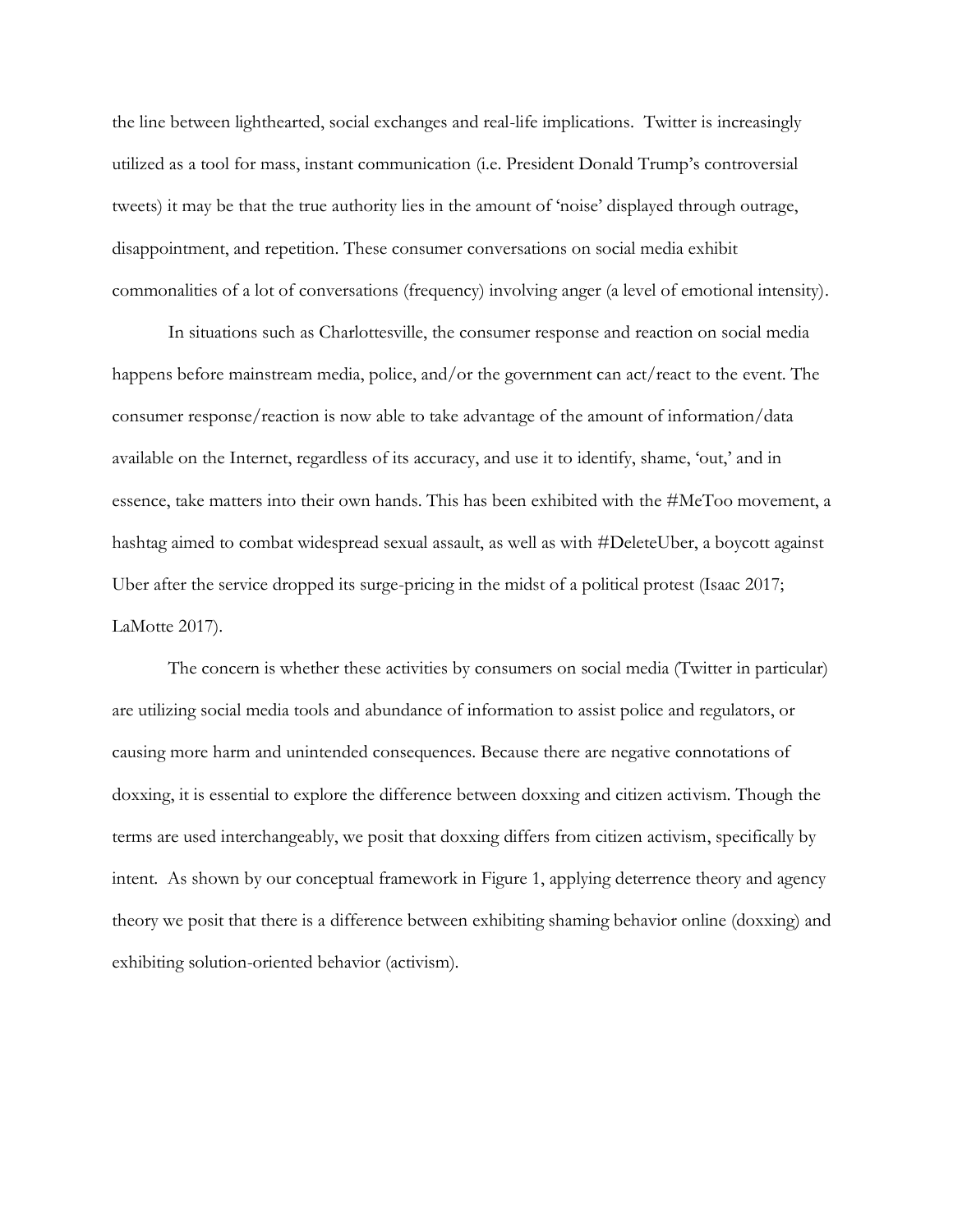the line between lighthearted, social exchanges and real-life implications. Twitter is increasingly utilized as a tool for mass, instant communication (i.e. President Donald Trump's controversial tweets) it may be that the true authority lies in the amount of 'noise' displayed through outrage, disappointment, and repetition. These consumer conversations on social media exhibit commonalities of a lot of conversations (frequency) involving anger (a level of emotional intensity).

In situations such as Charlottesville, the consumer response and reaction on social media happens before mainstream media, police, and/or the government can act/react to the event. The consumer response/reaction is now able to take advantage of the amount of information/data available on the Internet, regardless of its accuracy, and use it to identify, shame, 'out,' and in essence, take matters into their own hands. This has been exhibited with the #MeToo movement, a hashtag aimed to combat widespread sexual assault, as well as with #DeleteUber, a boycott against Uber after the service dropped its surge-pricing in the midst of a political protest (Isaac 2017; LaMotte 2017).

The concern is whether these activities by consumers on social media (Twitter in particular) are utilizing social media tools and abundance of information to assist police and regulators, or causing more harm and unintended consequences. Because there are negative connotations of doxxing, it is essential to explore the difference between doxxing and citizen activism. Though the terms are used interchangeably, we posit that doxxing differs from citizen activism, specifically by intent. As shown by our conceptual framework in Figure 1, applying deterrence theory and agency theory we posit that there is a difference between exhibiting shaming behavior online (doxxing) and exhibiting solution-oriented behavior (activism).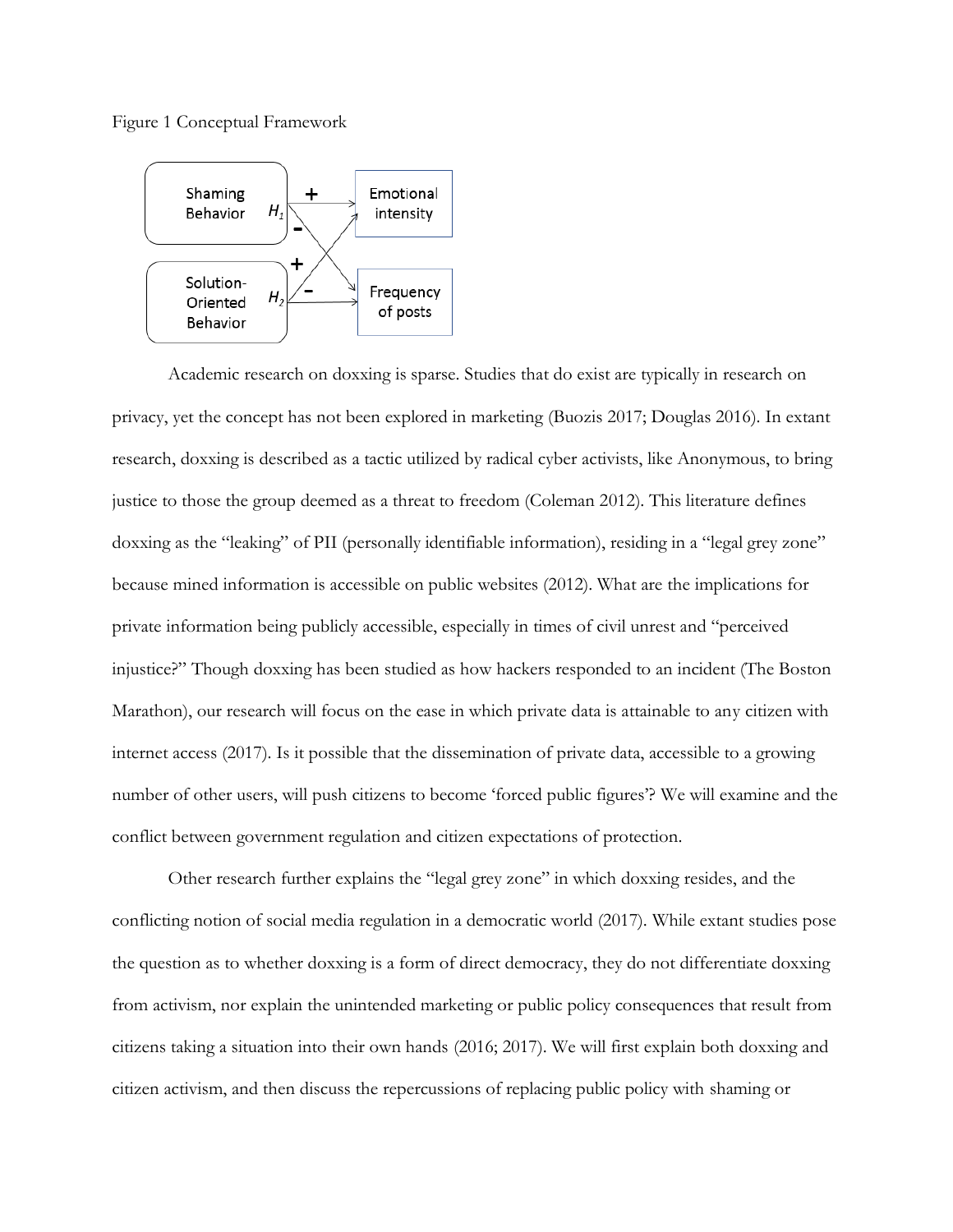Figure 1 Conceptual Framework

Academic research on doxxing is sparse. Studies that do exist are typically in research on privacy, yet the concept has not been explored in marketing (Buozis 2017; Douglas 2016). In extant research, doxxing is described as a tactic utilized by radical cyber activists, like Anonymous, to bring justice to those the group deemed as a threat to freedom (Coleman 2012). This literature defines doxxing as the "leaking" of PII (personally identifiable information), residing in a "legal grey zone" because mined information is accessible on public websites (2012). What are the implications for private information being publicly accessible, especially in times of civil unrest and "perceived injustice?" Though doxxing has been studied as how hackers responded to an incident (The Boston Marathon), our research will focus on the ease in which private data is attainable to any citizen with internet access (2017). Is it possible that the dissemination of private data, accessible to a growing number of other users, will push citizens to become 'forced public figures'? We will examine and the conflict between government regulation and citizen expectations of protection.

Other research further explains the "legal grey zone" in which doxxing resides, and the conflicting notion of social media regulation in a democratic world (2017). While extant studies pose the question as to whether doxxing is a form of direct democracy, they do not differentiate doxxing from activism, nor explain the unintended marketing or public policy consequences that result from citizens taking a situation into their own hands (2016; 2017). We will first explain both doxxing and citizen activism, and then discuss the repercussions of replacing public policy with shaming or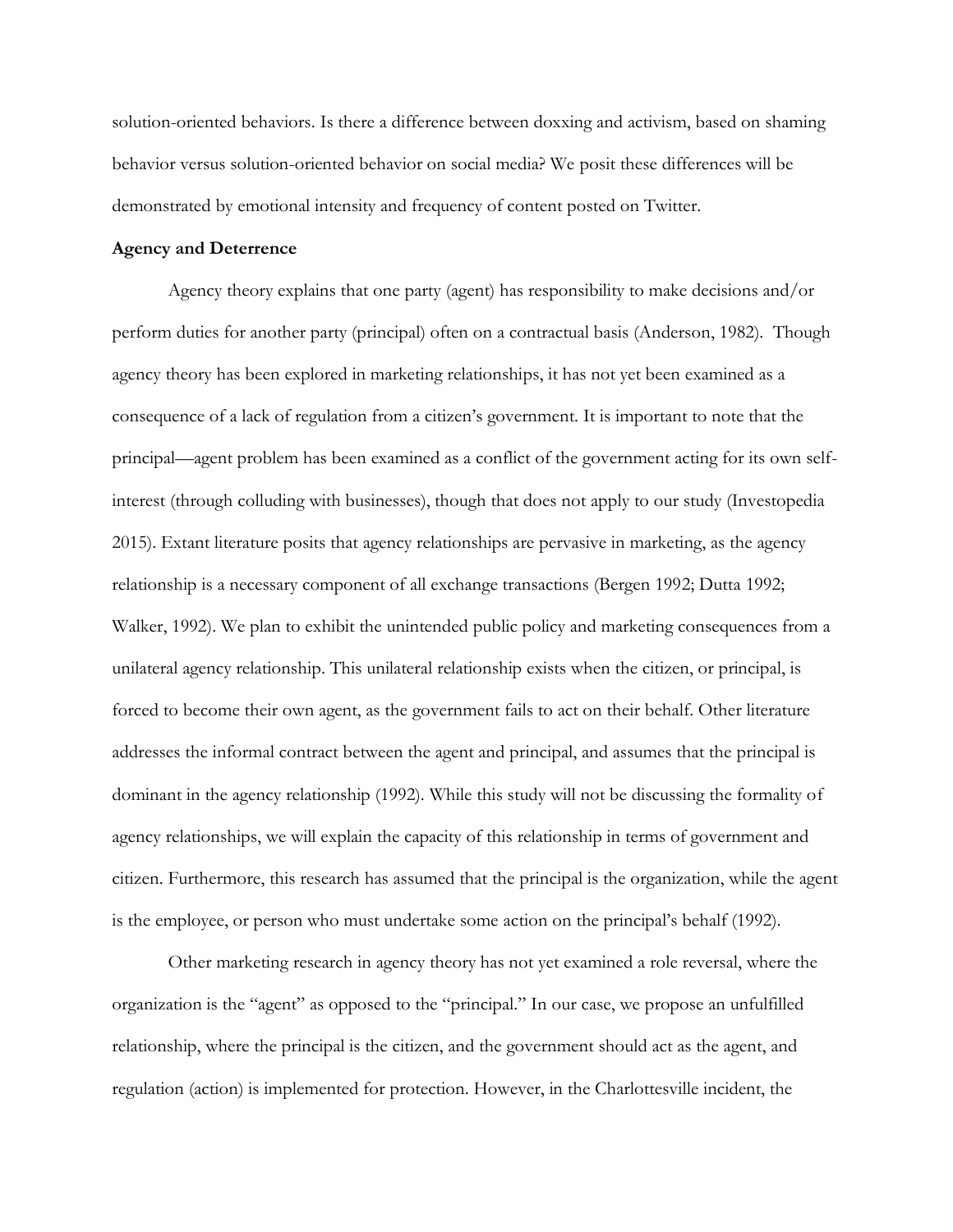solution-oriented behaviors. Is there a difference between doxxing and activism, based on shaming behavior versus solution-oriented behavior on social media? We posit these differences will be demonstrated by emotional intensity and frequency of content posted on Twitter.

**Agency and Deterrence**

Agency theory explains that one party (agent) has responsibility to make decisions and/or perform duties for another party (principal) often on a contractual basis (Anderson, 1982). Though agency theory has been explored in marketing relationships, it has not yet been examined as a consequence of a lack of regulation from a citizen's government. It is important to note that the principal—agent problem has been examined as a conflict of the government acting for its own self-interest (through colluding with businesses), though that does not apply to our study (Investopedia 2015). Extant literature posits that agency relationships are pervasive in marketing, as the agency relationship is a necessary component of all exchange transactions (Bergen 1992; Dutta 1992; Walker, 1992). We plan to exhibit the unintended public policy and marketing consequences from a unilateral agency relationship. This unilateral relationship exists when the citizen, or principal, is forced to become their own agent, as the government fails to act on their behalf. Other literature addresses the informal contract between the agent and principal, and assumes that the principal is dominant in the agency relationship (1992). While this study will not be discussing the formality of agency relationships, we will explain the capacity of this relationship in terms of government and citizen. Furthermore, this research has assumed that the principal is the organization, while the agent is the employee, or person who must undertake some action on the principal's behalf (1992).

Other marketing research in agency theory has not yet examined a role reversal, where the organization is the "agent" as opposed to the "principal." In our case, we propose an unfulfilled relationship, where the principal is the citizen, and the government should act as the agent, and regulation (action) is implemented for protection. However, in the Charlottesville incident, the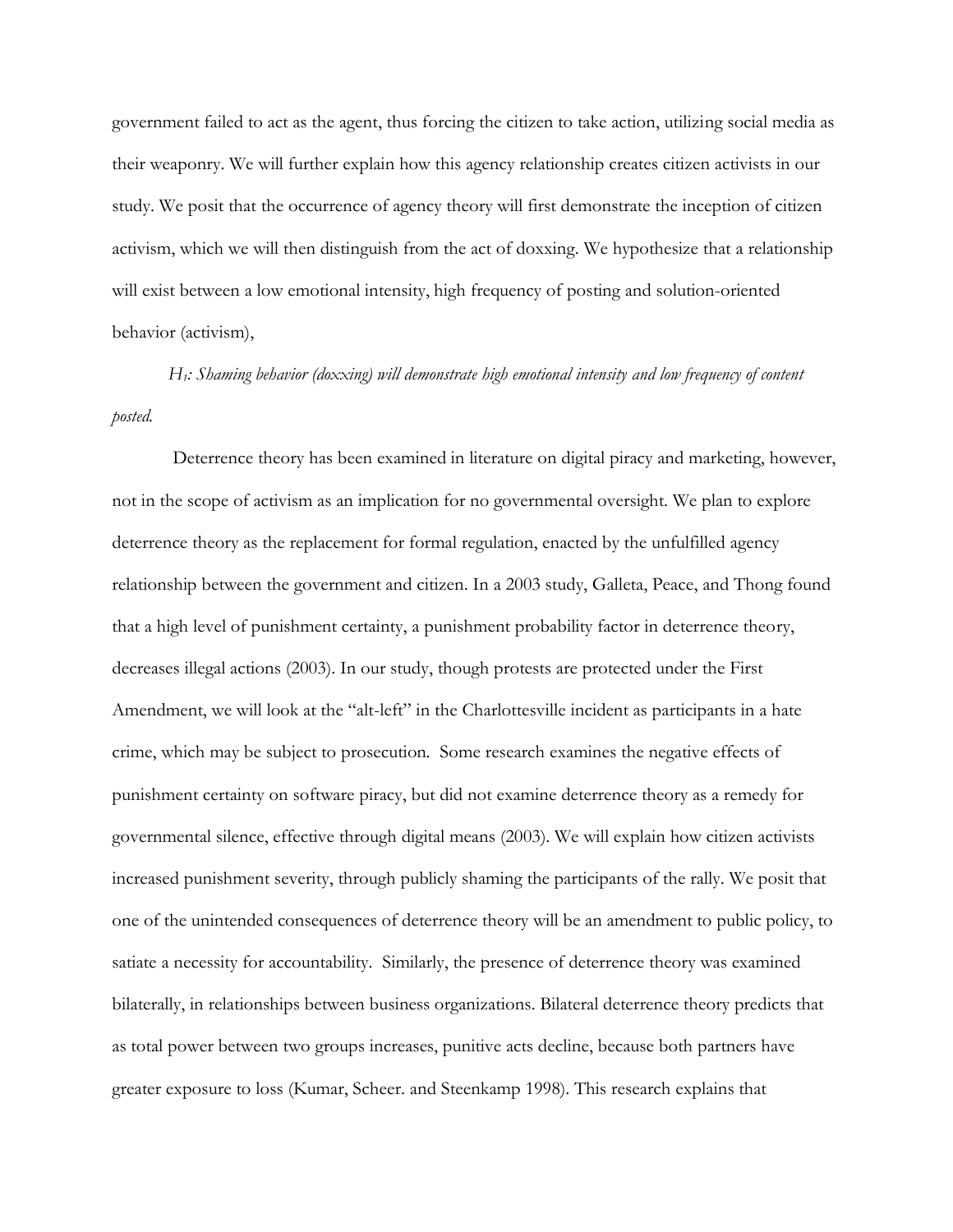government failed to act as the agent, thus forcing the citizen to take action, utilizing social media as their weaponry. We will further explain how this agency relationship creates citizen activists in our study. We posit that the occurrence of agency theory will first demonstrate the inception of citizen activism, which we will then distinguish from the act of doxxing. We hypothesize that a relationship will exist between a low emotional intensity, high frequency of posting and solution-oriented behavior (activism),

*$H_1$: Shaming behavior (doxxing) will demonstrate high emotional intensity and low frequency of content posted.*

Deterrence theory has been examined in literature on digital piracy and marketing, however, not in the scope of activism as an implication for no governmental oversight. We plan to explore deterrence theory as the replacement for formal regulation, enacted by the unfulfilled agency relationship between the government and citizen. In a 2003 study, Galleta, Peace, and Thong found that a high level of punishment certainty, a punishment probability factor in deterrence theory, decreases illegal actions (2003). In our study, though protests are protected under the First Amendment, we will look at the "alt-left" in the Charlottesville incident as participants in a hate crime, which may be subject to prosecution. Some research examines the negative effects of punishment certainty on software piracy, but did not examine deterrence theory as a remedy for governmental silence, effective through digital means (2003). We will explain how citizen activists increased punishment severity, through publicly shaming the participants of the rally. We posit that one of the unintended consequences of deterrence theory will be an amendment to public policy, to satiate a necessity for accountability. Similarly, the presence of deterrence theory was examined bilaterally, in relationships between business organizations. Bilateral deterrence theory predicts that as total power between two groups increases, punitive acts decline, because both partners have greater exposure to loss (Kumar, Scheer. and Steenkamp 1998). This research explains that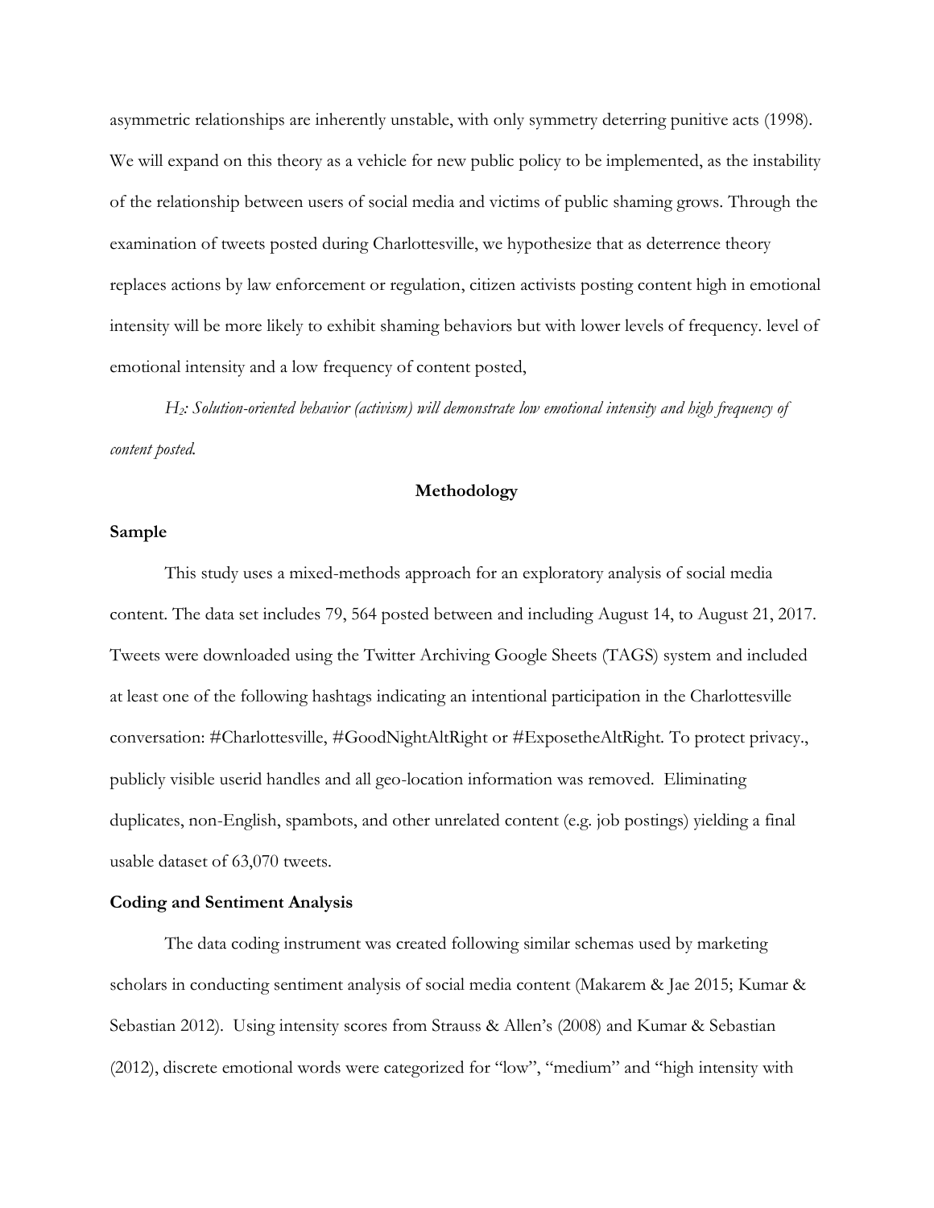asymmetric relationships are inherently unstable, with only symmetry deterring punitive acts (1998). We will expand on this theory as a vehicle for new public policy to be implemented, as the instability of the relationship between users of social media and victims of public shaming grows. Through the examination of tweets posted during Charlottesville, we hypothesize that as deterrence theory replaces actions by law enforcement or regulation, citizen activists posting content high in emotional intensity will be more likely to exhibit shaming behaviors but with lower levels of frequency. level of emotional intensity and a low frequency of content posted,

*$H_2$: Solution-oriented behavior (activism) will demonstrate low emotional intensity and high frequency of content posted.*

## Methodology

### Sample

This study uses a mixed-methods approach for an exploratory analysis of social media content. The data set includes 79, 564 posted between and including August 14, to August 21, 2017. Tweets were downloaded using the Twitter Archiving Google Sheets (TAGS) system and included at least one of the following hashtags indicating an intentional participation in the Charlottesville conversation: #Charlottesville, #GoodNightAltRight or #ExposetheAltRight. To protect privacy., publicly visible userid handles and all geo-location information was removed. Eliminating duplicates, non-English, spambots, and other unrelated content (e.g. job postings) yielding a final usable dataset of 63,070 tweets.

### Coding and Sentiment Analysis

The data coding instrument was created following similar schemas used by marketing scholars in conducting sentiment analysis of social media content (Makarem & Jae 2015; Kumar & Sebastian 2012). Using intensity scores from Strauss & Allen's (2008) and Kumar & Sebastian (2012), discrete emotional words were categorized for "low", "medium" and "high intensity with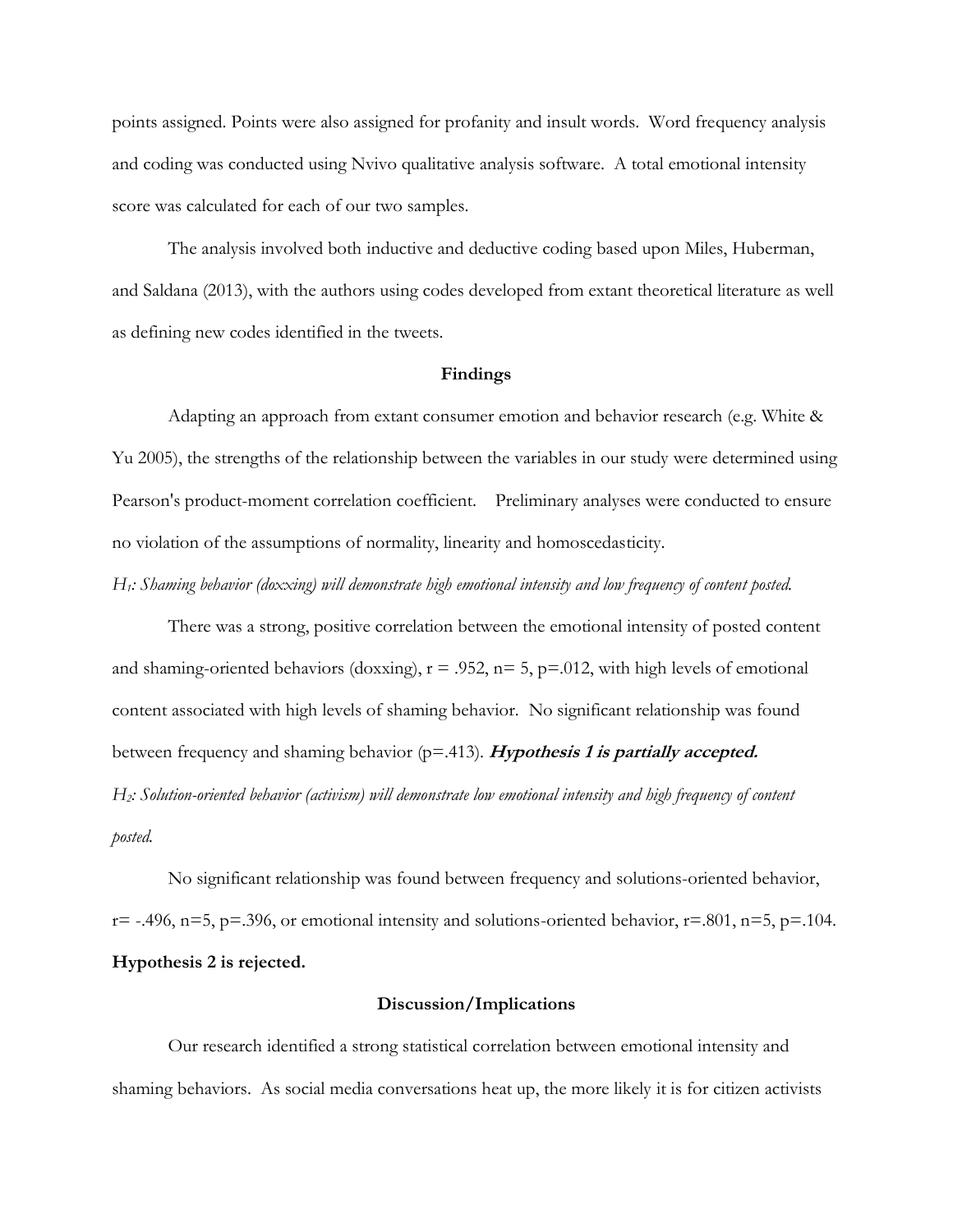points assigned. Points were also assigned for profanity and insult words. Word frequency analysis and coding was conducted using Nvivo qualitative analysis software. A total emotional intensity score was calculated for each of our two samples.

The analysis involved both inductive and deductive coding based upon Miles, Huberman, and Saldana (2013), with the authors using codes developed from extant theoretical literature as well as defining new codes identified in the tweets.

## Findings

Adapting an approach from extant consumer emotion and behavior research (e.g. White & Yu 2005), the strengths of the relationship between the variables in our study were determined using Pearson's product-moment correlation coefficient. Preliminary analyses were conducted to ensure no violation of the assumptions of normality, linearity and homoscedasticity.

*$H_1$: Shaming behavior (doxxing) will demonstrate high emotional intensity and low frequency of content posted.*

There was a strong, positive correlation between the emotional intensity of posted content and shaming-oriented behaviors (doxxing), $r = .952$, $n = 5$, $p = .012$, with high levels of emotional content associated with high levels of shaming behavior. No significant relationship was found between frequency and shaming behavior ($p = .413$). ***Hypothesis 1 is partially accepted.***

*$H_2$: Solution-oriented behavior (activism) will demonstrate low emotional intensity and high frequency of content posted.*

No significant relationship was found between frequency and solutions-oriented behavior, $r = -.496$, $n = 5$, $p = .396$, or emotional intensity and solutions-oriented behavior, $r = .801$, $n = 5$, $p = .104$. **Hypothesis 2 is rejected.**

## Discussion/Implications

Our research identified a strong statistical correlation between emotional intensity and shaming behaviors. As social media conversations heat up, the more likely it is for citizen activists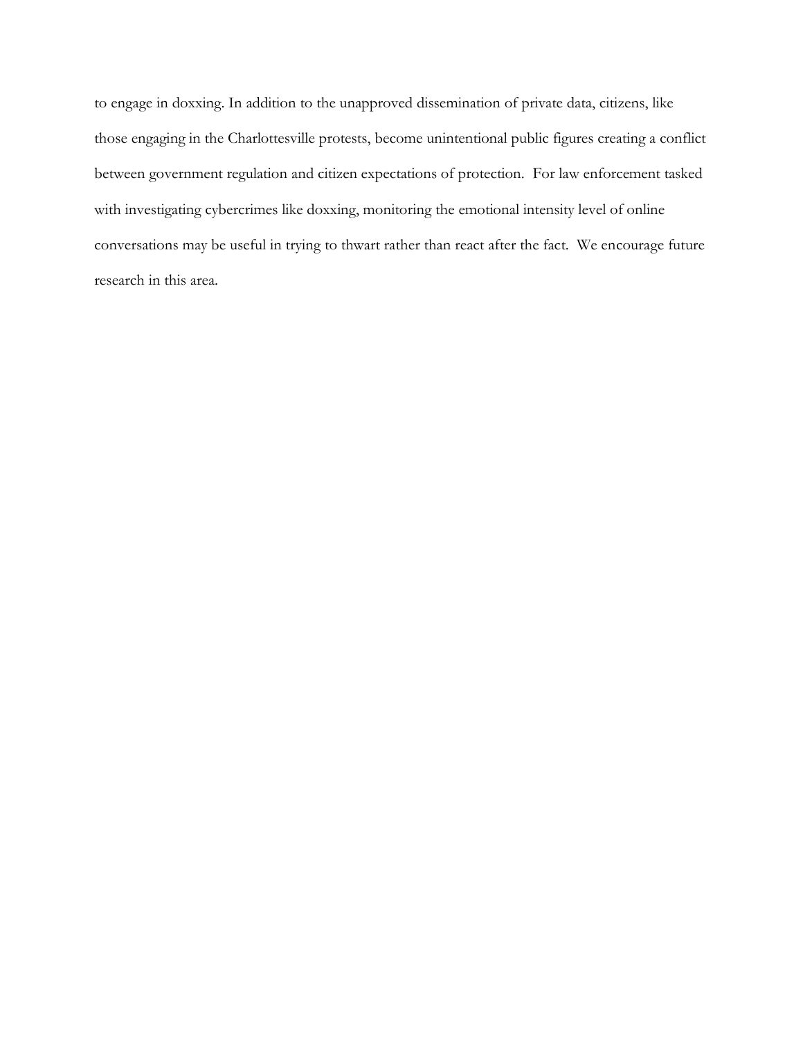to engage in doxxing. In addition to the unapproved dissemination of private data, citizens, like those engaging in the Charlottesville protests, become unintentional public figures creating a conflict between government regulation and citizen expectations of protection. For law enforcement tasked with investigating cybercrimes like doxxing, monitoring the emotional intensity level of online conversations may be useful in trying to thwart rather than react after the fact. We encourage future research in this area.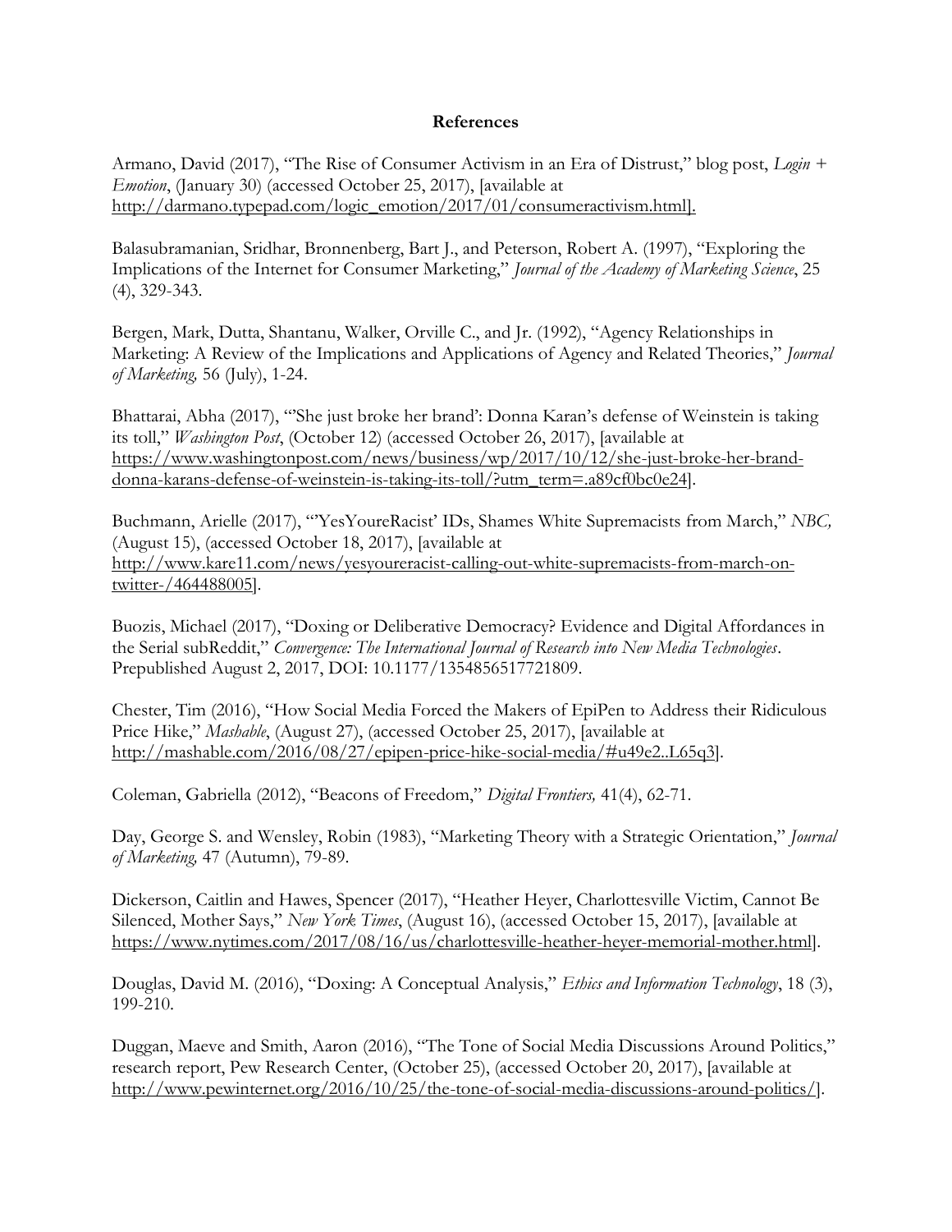## References

Armano, David (2017), "The Rise of Consumer Activism in an Era of Distrust," blog post, *Login + Emotion*, (January 30) (accessed October 25, 2017), [available at http://darmano.typepad.com/logic_emotion/2017/01/consumeractivism.html].

Balasubramanian, Sridhar, Bronnenberg, Bart J., and Peterson, Robert A. (1997), "Exploring the Implications of the Internet for Consumer Marketing," *Journal of the Academy of Marketing Science*, 25 (4), 329-343.

Bergen, Mark, Dutta, Shantanu, Walker, Orville C., and Jr. (1992), "Agency Relationships in Marketing: A Review of the Implications and Applications of Agency and Related Theories," *Journal of Marketing,* 56 (July), 1-24.

Bhattarai, Abha (2017), "'She just broke her brand': Donna Karan's defense of Weinstein is taking its toll," *Washington Post*, (October 12) (accessed October 26, 2017), [available at https://www.washingtonpost.com/news/business/wp/2017/10/12/she-just-broke-her-brand-donna-karans-defense-of-weinstein-is-taking-its-toll/?utm_term=.a89cf0bc0e24].

Buchmann, Arielle (2017), "'YesYoureRacist' IDs, Shames White Supremacists from March," *NBC,* (August 15), (accessed October 18, 2017), [available at http://www.kare11.com/news/yesyoureracist-calling-out-white-supremacists-from-march-on-twitter-/464488005].

Buozis, Michael (2017), "Doxing or Deliberative Democracy? Evidence and Digital Affordances in the Serial subReddit," *Convergence: The International Journal of Research into New Media Technologies*. Prepublished August 2, 2017, DOI: 10.1177/1354856517721809.

Chester, Tim (2016), "How Social Media Forced the Makers of EpiPen to Address their Ridiculous Price Hike," *Mashable*, (August 27), (accessed October 25, 2017), [available at http://mashable.com/2016/08/27/epipen-price-hike-social-media/#u49e2..L65q3].

Coleman, Gabriella (2012), "Beacons of Freedom," *Digital Frontiers,* 41(4), 62-71.

Day, George S. and Wensley, Robin (1983), "Marketing Theory with a Strategic Orientation," *Journal of Marketing,* 47 (Autumn), 79-89.

Dickerson, Caitlin and Hawes, Spencer (2017), "Heather Heyer, Charlottesville Victim, Cannot Be Silenced, Mother Says," *New York Times*, (August 16), (accessed October 15, 2017), [available at https://www.nytimes.com/2017/08/16/us/charlottesville-heather-heyer-memorial-mother.html].

Douglas, David M. (2016), "Doxing: A Conceptual Analysis," *Ethics and Information Technology*, 18 (3), 199-210.

Duggan, Maeve and Smith, Aaron (2016), "The Tone of Social Media Discussions Around Politics," research report, Pew Research Center, (October 25), (accessed October 20, 2017), [available at http://www.pewinternet.org/2016/10/25/the-tone-of-social-media-discussions-around-politics/].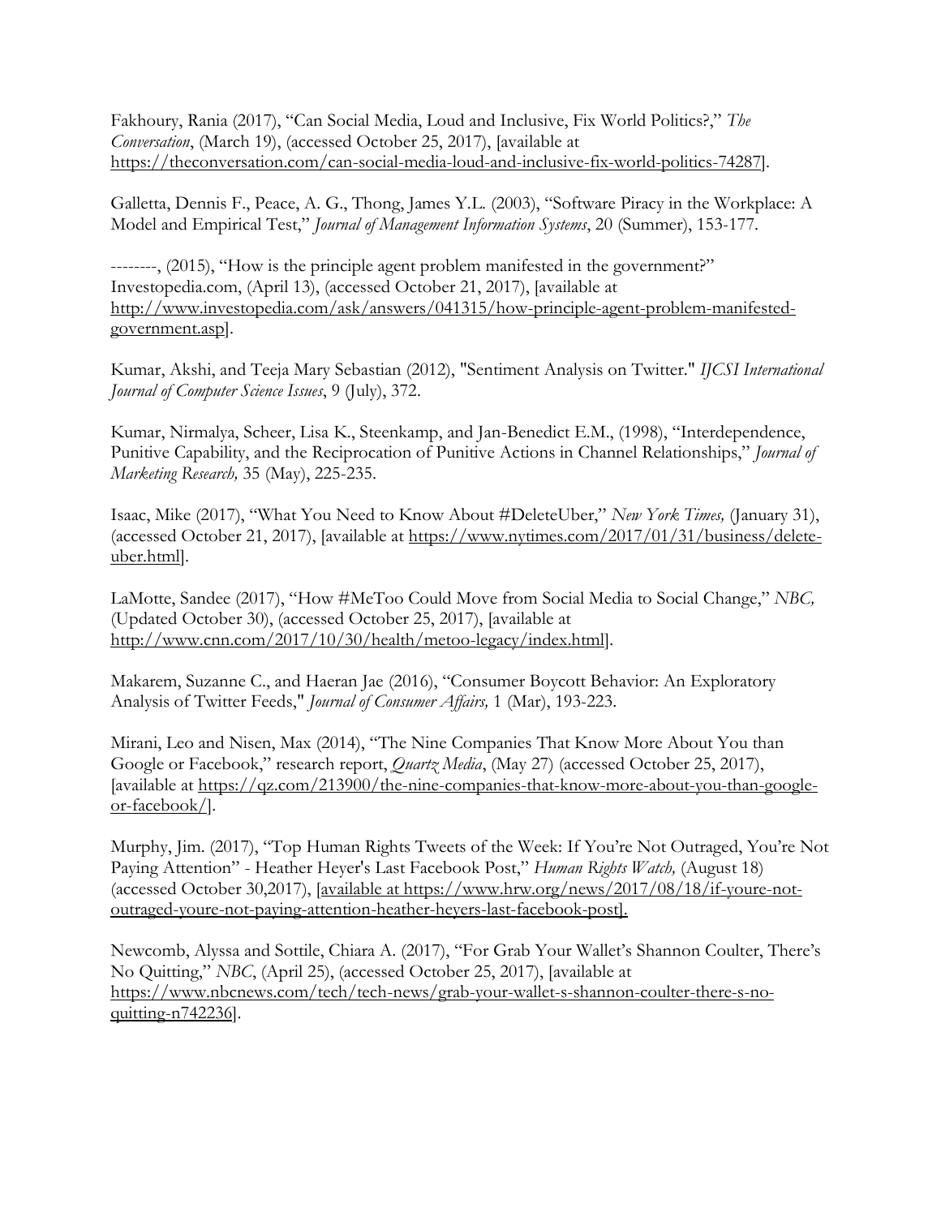Fakhoury, Rania (2017), "Can Social Media, Loud and Inclusive, Fix World Politics?," *The Conversation*, (March 19), (accessed October 25, 2017), [available at https://theconversation.com/can-social-media-loud-and-inclusive-fix-world-politics-74287].

Galletta, Dennis F., Peace, A. G., Thong, James Y.L. (2003), "Software Piracy in the Workplace: A Model and Empirical Test," *Journal of Management Information Systems*, 20 (Summer), 153-177.

--------, (2015), "How is the principle agent problem manifested in the government?" Investopedia.com, (April 13), (accessed October 21, 2017), [available at http://www.investopedia.com/ask/answers/041315/how-principle-agent-problem-manifested-government.asp].

Kumar, Akshi, and Teeja Mary Sebastian (2012), "Sentiment Analysis on Twitter." *IJCSI International Journal of Computer Science Issues*, 9 (July), 372.

Kumar, Nirmalya, Scheer, Lisa K., Steenkamp, and Jan-Benedict E.M., (1998), "Interdependence, Punitive Capability, and the Reciprocation of Punitive Actions in Channel Relationships," *Journal of Marketing Research,* 35 (May), 225-235.

Isaac, Mike (2017), "What You Need to Know About #DeleteUber," *New York Times,* (January 31), (accessed October 21, 2017), [available at https://www.nytimes.com/2017/01/31/business/delete-uber.html].

LaMotte, Sandee (2017), "How #MeToo Could Move from Social Media to Social Change," *NBC,* (Updated October 30), (accessed October 25, 2017), [available at http://www.cnn.com/2017/10/30/health/metoo-legacy/index.html].

Makarem, Suzanne C., and Haeran Jae (2016), "Consumer Boycott Behavior: An Exploratory Analysis of Twitter Feeds," *Journal of Consumer Affairs,* 1 (Mar), 193-223.

Mirani, Leo and Nisen, Max (2014), "The Nine Companies That Know More About You than Google or Facebook," research report, *Quartz Media*, (May 27) (accessed October 25, 2017), [available at https://qz.com/213900/the-nine-companies-that-know-more-about-you-than-google-or-facebook/].

Murphy, Jim. (2017), "Top Human Rights Tweets of the Week: If You're Not Outraged, You're Not Paying Attention" - Heather Heyer's Last Facebook Post," *Human Rights Watch,* (August 18) (accessed October 30,2017), [available at https://www.hrw.org/news/2017/08/18/if-youre-not-outraged-youre-not-paying-attention-heather-heyers-last-facebook-post].

Newcomb, Alyssa and Sottile, Chiara A. (2017), "For Grab Your Wallet's Shannon Coulter, There's No Quitting," *NBC*, (April 25), (accessed October 25, 2017), [available at https://www.nbcnews.com/tech/tech-news/grab-your-wallet-s-shannon-coulter-there-s-no-quitting-n742236].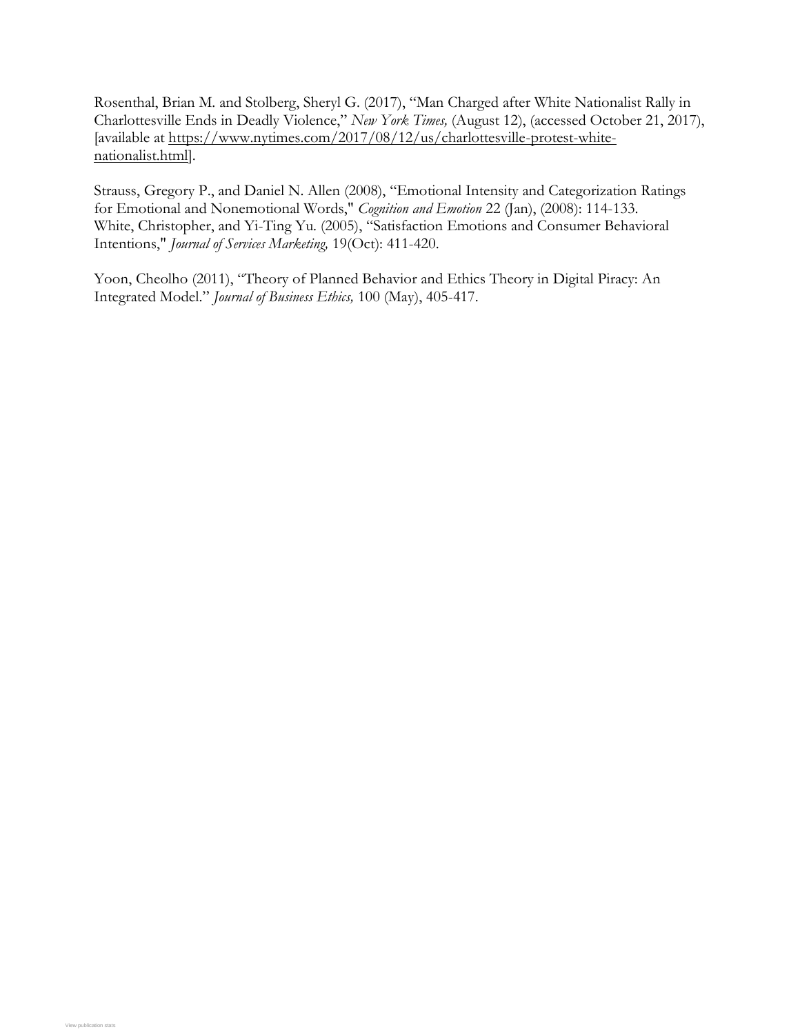Rosenthal, Brian M. and Stolberg, Sheryl G. (2017), "Man Charged after White Nationalist Rally in Charlottesville Ends in Deadly Violence," *New York Times,* (August 12), (accessed October 21, 2017), [available at https://www.nytimes.com/2017/08/12/us/charlottesville-protest-white-nationalist.html].

Strauss, Gregory P., and Daniel N. Allen (2008), "Emotional Intensity and Categorization Ratings for Emotional and Nonemotional Words," *Cognition and Emotion* 22 (Jan), (2008): 114-133.
White, Christopher, and Yi-Ting Yu. (2005), "Satisfaction Emotions and Consumer Behavioral Intentions," *Journal of Services Marketing,* 19(Oct): 411-420.

Yoon, Cheolho (2011), "Theory of Planned Behavior and Ethics Theory in Digital Piracy: An Integrated Model." *Journal of Business Ethics,* 100 (May), 405-417.